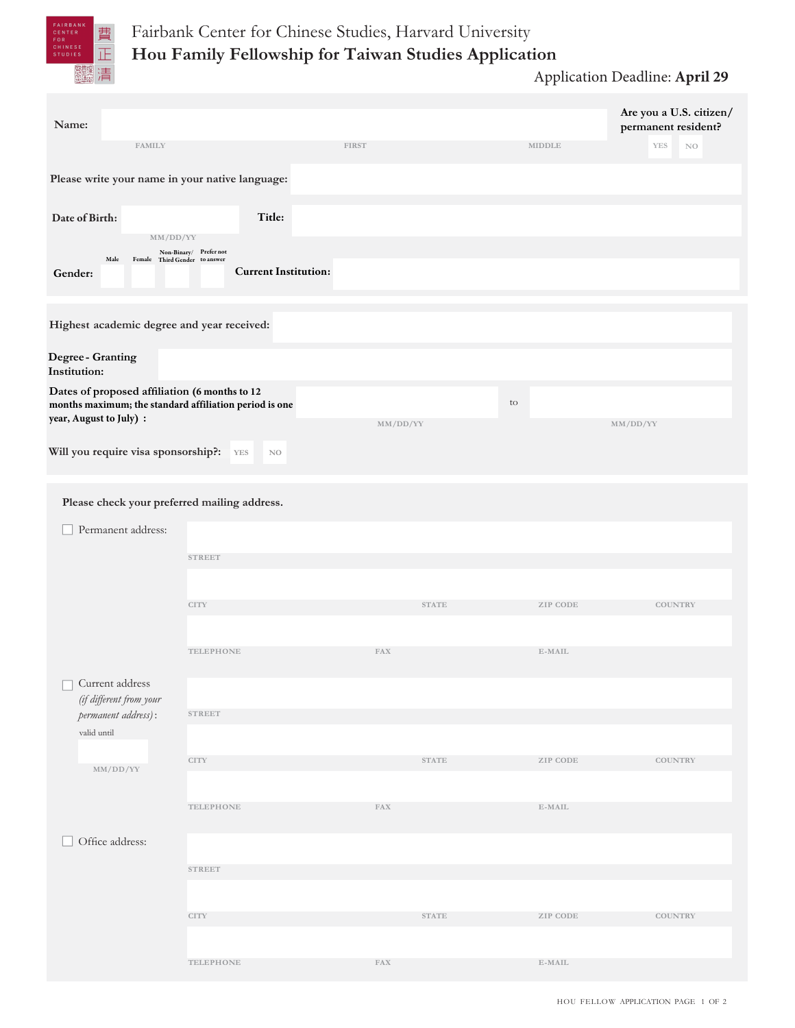FAIRBANK CENTER FOR CHINESE STUDIES 費正清

# Fairbank Center for Chinese Studies, Harvard University

## Hou Family Fellowship for Taiwan Studies Application

Application Deadline: **April 29**

**Name:** ______________________
FAMILY — FIRST — MIDDLE

**Are you a U.S. citizen/ permanent resident?** YES / NO

**Please write your name in your native language:** ______________________

**Date of Birth:** ____________ MM/DD/YY

**Title:** ______________________

**Gender:** Male / Female / Non-Binary/ Third Gender / Prefer not to answer

**Current Institution:** ______________________

**Highest academic degree and year received:** ______________________

**Degree - Granting Institution:** ______________________

**Dates of proposed affiliation (6 months to 12 months maximum; the standard affiliation period is one year, August to July) :** ____________ MM/DD/YY to ____________ MM/DD/YY

**Will you require visa sponsorship?:** YES / NO

**Please check your preferred mailing address.**

- [ ] Permanent address:
  STREET
  CITY — STATE — ZIP CODE — COUNTRY
  TELEPHONE — FAX — E-MAIL

- [ ] Current address *(if different from your permanent address)*:
  valid until ____________ MM/DD/YY
  STREET
  CITY — STATE — ZIP CODE — COUNTRY
  TELEPHONE — FAX — E-MAIL

- [ ] Office address:
  STREET
  CITY — STATE — ZIP CODE — COUNTRY
  TELEPHONE — FAX — E-MAIL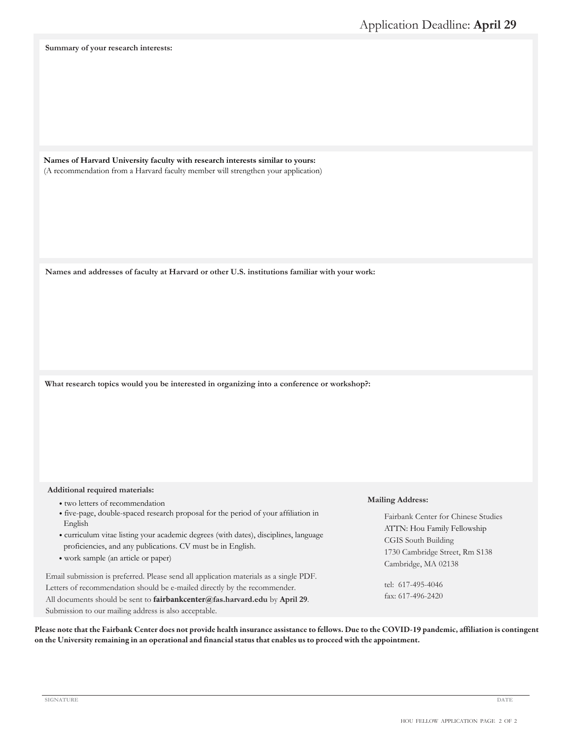Application Deadline: **April 29**

**Summary of your research interests:**

**Names of Harvard University faculty with research interests similar to yours:**
(A recommendation from a Harvard faculty member will strengthen your application)

**Names and addresses of faculty at Harvard or other U.S. institutions familiar with your work:**

**What research topics would you be interested in organizing into a conference or workshop?:**

**Additional required materials:**

- two letters of recommendation
- five-page, double-spaced research proposal for the period of your affiliation in English
- curriculum vitae listing your academic degrees (with dates), disciplines, language proficiencies, and any publications. CV must be in English.
- work sample (an article or paper)

Email submission is preferred. Please send all application materials as a single PDF.
Letters of recommendation should be e-mailed directly by the recommender.
All documents should be sent to **fairbankcenter@fas.harvard.edu** by **April 29**.
Submission to our mailing address is also acceptable.

**Mailing Address:**

Fairbank Center for Chinese Studies
ATTN: Hou Family Fellowship
CGIS South Building
1730 Cambridge Street, Rm S138
Cambridge, MA 02138

tel: 617-495-4046
fax: 617-496-2420

**Please note that the Fairbank Center does not provide health insurance assistance to fellows. Due to the COVID-19 pandemic, affiliation is contingent on the University remaining in an operational and financial status that enables us to proceed with the appointment.**

SIGNATURE

DATE